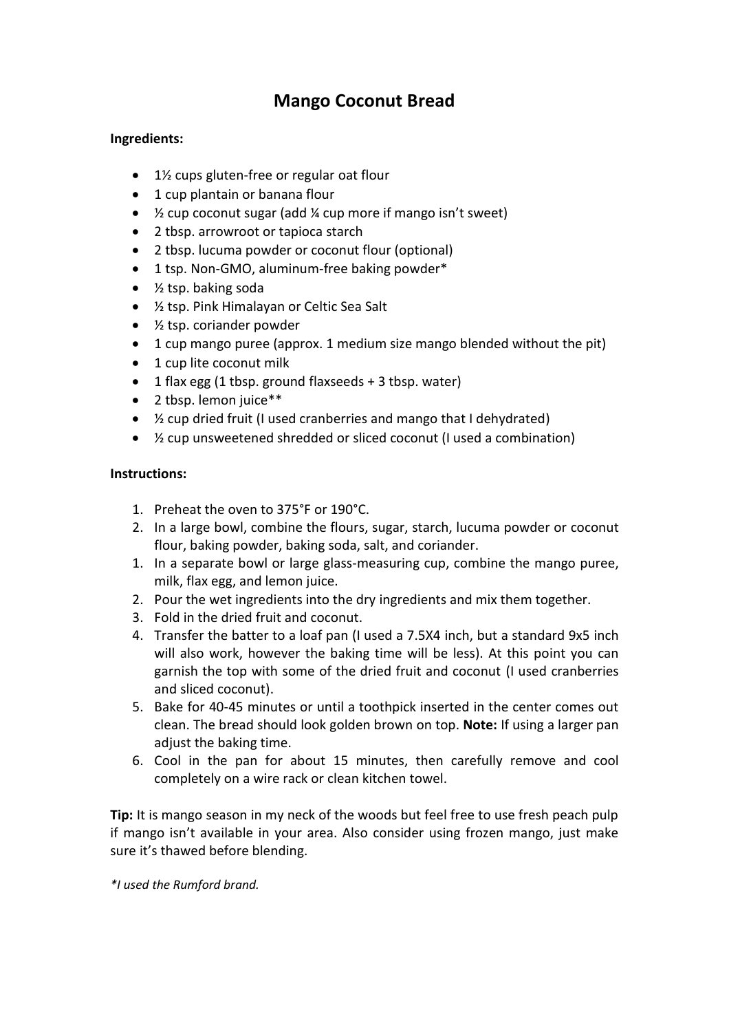# Mango Coconut Bread

**Ingredients:**

- 1½ cups gluten-free or regular oat flour
- 1 cup plantain or banana flour
- ½ cup coconut sugar (add ¼ cup more if mango isn't sweet)
- 2 tbsp. arrowroot or tapioca starch
- 2 tbsp. lucuma powder or coconut flour (optional)
- 1 tsp. Non-GMO, aluminum-free baking powder*
- ½ tsp. baking soda
- ½ tsp. Pink Himalayan or Celtic Sea Salt
- ½ tsp. coriander powder
- 1 cup mango puree (approx. 1 medium size mango blended without the pit)
- 1 cup lite coconut milk
- 1 flax egg (1 tbsp. ground flaxseeds + 3 tbsp. water)
- 2 tbsp. lemon juice**
- ½ cup dried fruit (I used cranberries and mango that I dehydrated)
- ½ cup unsweetened shredded or sliced coconut (I used a combination)

**Instructions:**

1. Preheat the oven to 375°F or 190°C.
2. In a large bowl, combine the flours, sugar, starch, lucuma powder or coconut flour, baking powder, baking soda, salt, and coriander.
1. In a separate bowl or large glass-measuring cup, combine the mango puree, milk, flax egg, and lemon juice.
2. Pour the wet ingredients into the dry ingredients and mix them together.
3. Fold in the dried fruit and coconut.
4. Transfer the batter to a loaf pan (I used a 7.5X4 inch, but a standard 9x5 inch will also work, however the baking time will be less). At this point you can garnish the top with some of the dried fruit and coconut (I used cranberries and sliced coconut).
5. Bake for 40-45 minutes or until a toothpick inserted in the center comes out clean. The bread should look golden brown on top. **Note:** If using a larger pan adjust the baking time.
6. Cool in the pan for about 15 minutes, then carefully remove and cool completely on a wire rack or clean kitchen towel.

**Tip:** It is mango season in my neck of the woods but feel free to use fresh peach pulp if mango isn't available in your area. Also consider using frozen mango, just make sure it's thawed before blending.

*\*I used the Rumford brand.*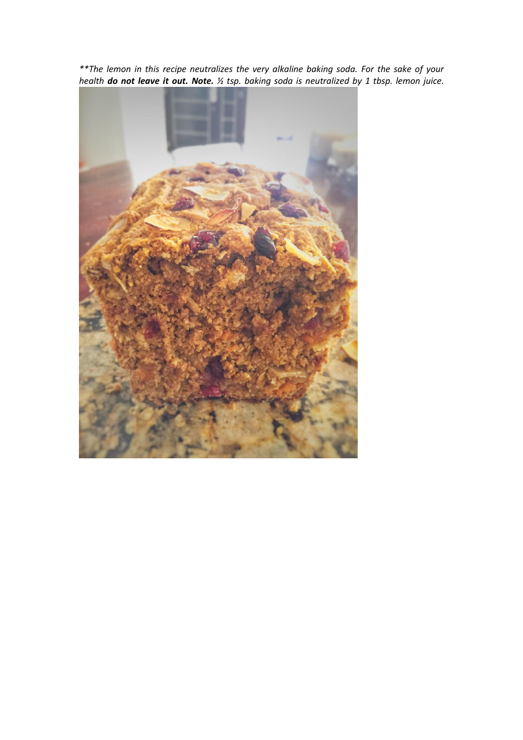*\*\*The lemon in this recipe neutralizes the very alkaline baking soda. For the sake of your health **do not leave it out. Note.** ½ tsp. baking soda is neutralized by 1 tbsp. lemon juice.*